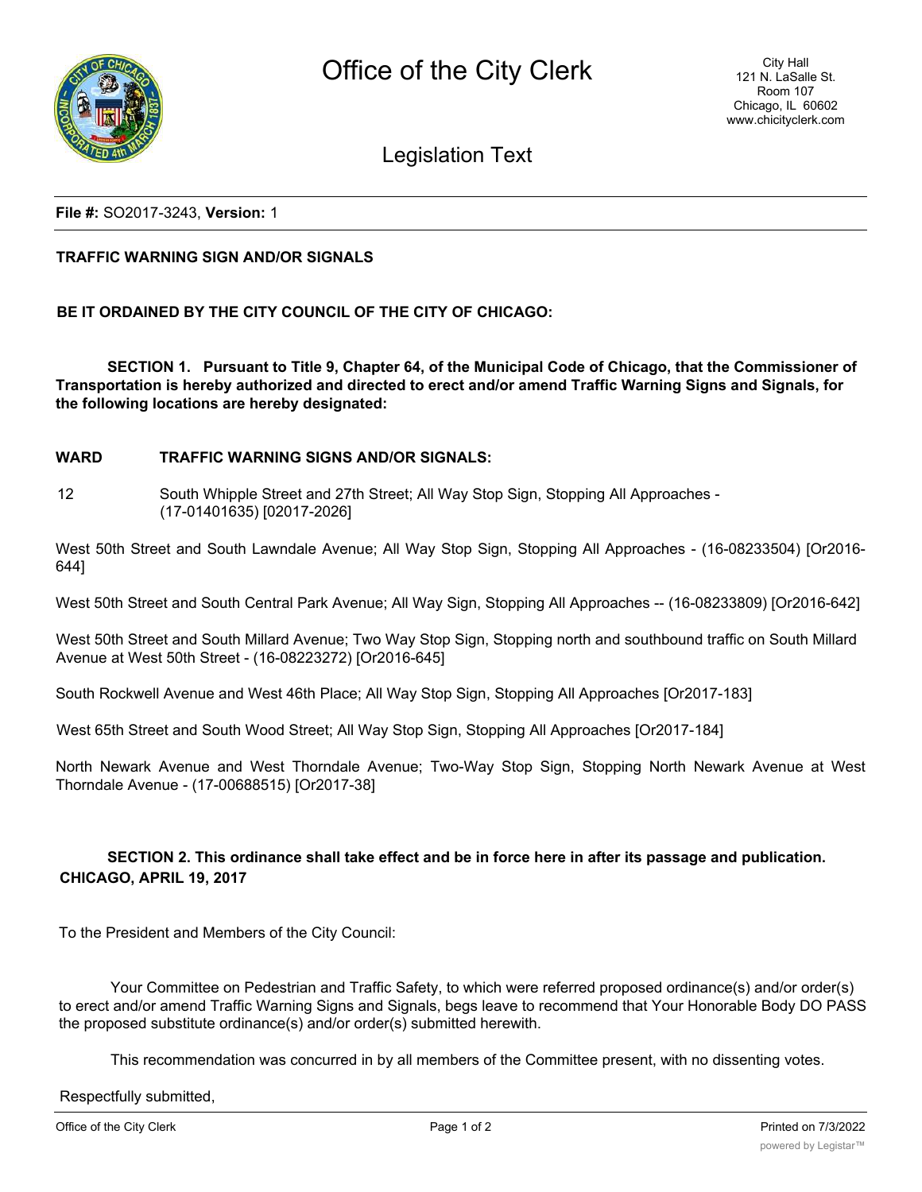# Office of the City Clerk

City Hall
121 N. LaSalle St.
Room 107
Chicago, IL 60602
www.chicityclerk.com

## Legislation Text

**File #:** SO2017-3243, **Version:** 1

**TRAFFIC WARNING SIGN AND/OR SIGNALS**

**BE IT ORDAINED BY THE CITY COUNCIL OF THE CITY OF CHICAGO:**

**SECTION 1. Pursuant to Title 9, Chapter 64, of the Municipal Code of Chicago, that the Commissioner of Transportation is hereby authorized and directed to erect and/or amend Traffic Warning Signs and Signals, for the following locations are hereby designated:**

**WARD TRAFFIC WARNING SIGNS AND/OR SIGNALS:**

12 South Whipple Street and 27th Street; All Way Stop Sign, Stopping All Approaches - (17-01401635) [02017-2026]

West 50th Street and South Lawndale Avenue; All Way Stop Sign, Stopping All Approaches - (16-08233504) [Or2016-644]

West 50th Street and South Central Park Avenue; All Way Sign, Stopping All Approaches -- (16-08233809) [Or2016-642]

West 50th Street and South Millard Avenue; Two Way Stop Sign, Stopping north and southbound traffic on South Millard Avenue at West 50th Street - (16-08223272) [Or2016-645]

South Rockwell Avenue and West 46th Place; All Way Stop Sign, Stopping All Approaches [Or2017-183]

West 65th Street and South Wood Street; All Way Stop Sign, Stopping All Approaches [Or2017-184]

North Newark Avenue and West Thorndale Avenue; Two-Way Stop Sign, Stopping North Newark Avenue at West Thorndale Avenue - (17-00688515) [Or2017-38]

**SECTION 2. This ordinance shall take effect and be in force here in after its passage and publication.**
**CHICAGO, APRIL 19, 2017**

To the President and Members of the City Council:

Your Committee on Pedestrian and Traffic Safety, to which were referred proposed ordinance(s) and/or order(s) to erect and/or amend Traffic Warning Signs and Signals, begs leave to recommend that Your Honorable Body DO PASS the proposed substitute ordinance(s) and/or order(s) submitted herewith.

This recommendation was concurred in by all members of the Committee present, with no dissenting votes.

Respectfully submitted,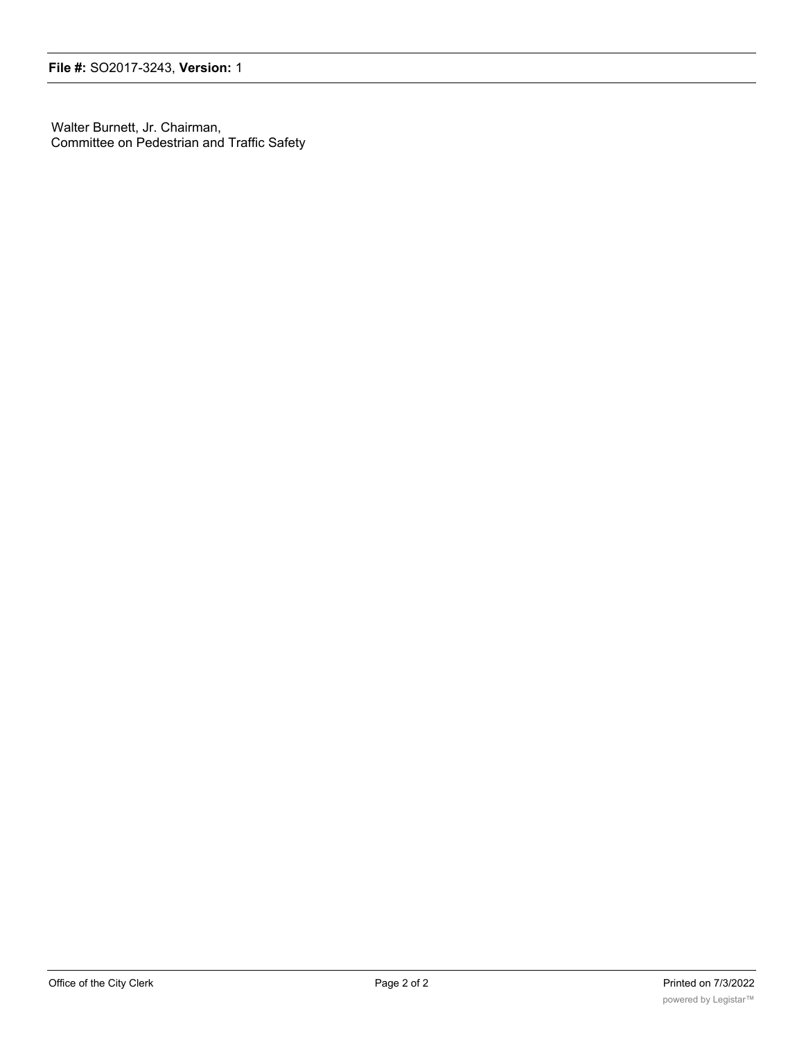Walter Burnett, Jr. Chairman,
Committee on Pedestrian and Traffic Safety